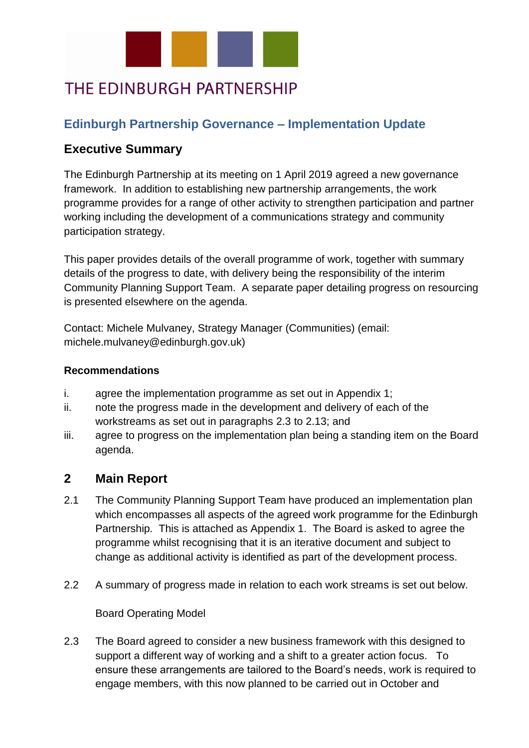THE EDINBURGH PARTNERSHIP

# Edinburgh Partnership Governance – Implementation Update

## Executive Summary

The Edinburgh Partnership at its meeting on 1 April 2019 agreed a new governance framework. In addition to establishing new partnership arrangements, the work programme provides for a range of other activity to strengthen participation and partner working including the development of a communications strategy and community participation strategy.

This paper provides details of the overall programme of work, together with summary details of the progress to date, with delivery being the responsibility of the interim Community Planning Support Team. A separate paper detailing progress on resourcing is presented elsewhere on the agenda.

Contact: Michele Mulvaney, Strategy Manager (Communities) (email: michele.mulvaney@edinburgh.gov.uk)

### Recommendations

i. agree the implementation programme as set out in Appendix 1;

ii. note the progress made in the development and delivery of each of the workstreams as set out in paragraphs 2.3 to 2.13; and

iii. agree to progress on the implementation plan being a standing item on the Board agenda.

## 2 Main Report

2.1 The Community Planning Support Team have produced an implementation plan which encompasses all aspects of the agreed work programme for the Edinburgh Partnership. This is attached as Appendix 1. The Board is asked to agree the programme whilst recognising that it is an iterative document and subject to change as additional activity is identified as part of the development process.

2.2 A summary of progress made in relation to each work streams is set out below.

Board Operating Model

2.3 The Board agreed to consider a new business framework with this designed to support a different way of working and a shift to a greater action focus. To ensure these arrangements are tailored to the Board's needs, work is required to engage members, with this now planned to be carried out in October and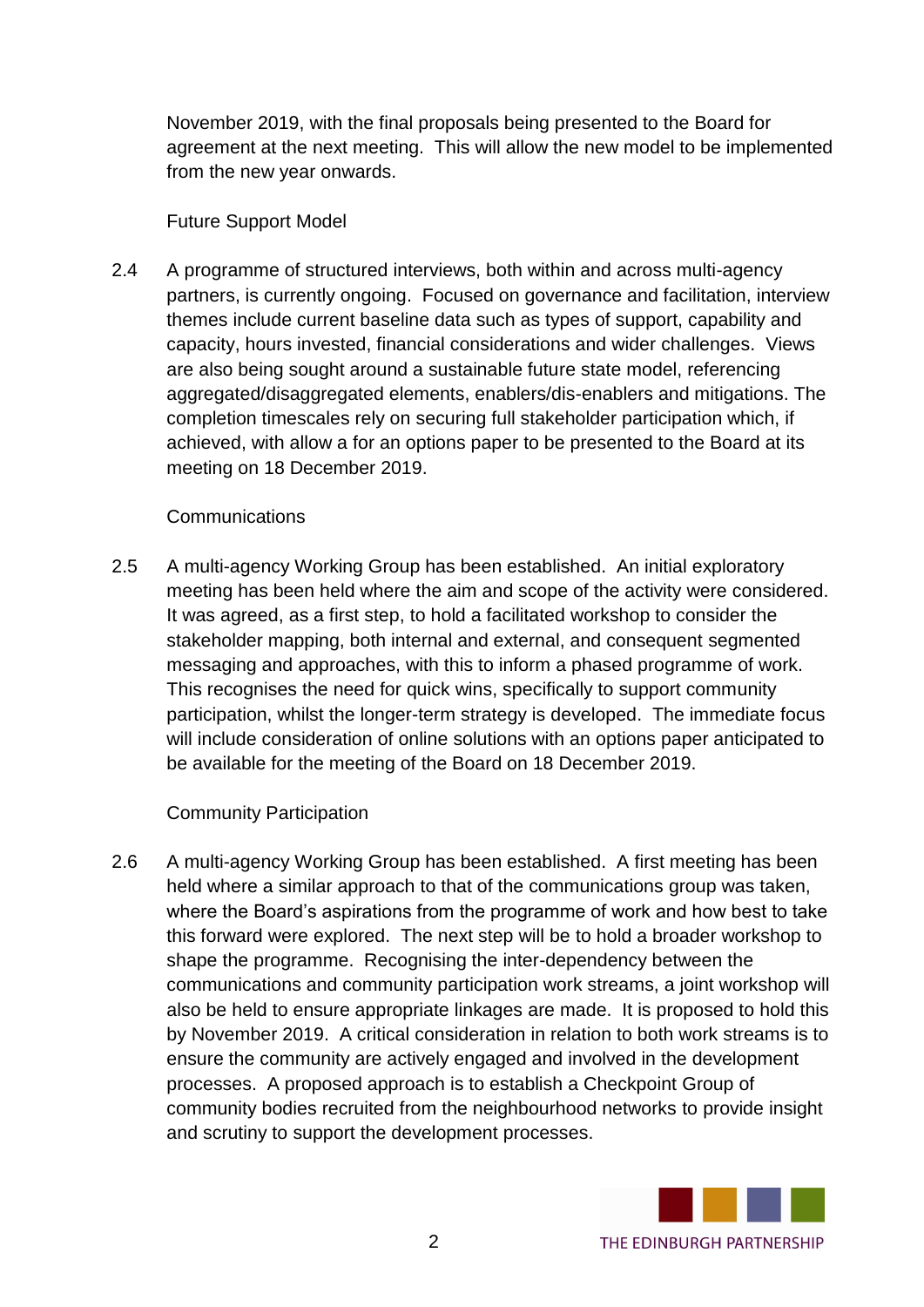November 2019, with the final proposals being presented to the Board for agreement at the next meeting. This will allow the new model to be implemented from the new year onwards.

Future Support Model

2.4 A programme of structured interviews, both within and across multi-agency partners, is currently ongoing. Focused on governance and facilitation, interview themes include current baseline data such as types of support, capability and capacity, hours invested, financial considerations and wider challenges. Views are also being sought around a sustainable future state model, referencing aggregated/disaggregated elements, enablers/dis-enablers and mitigations. The completion timescales rely on securing full stakeholder participation which, if achieved, with allow a for an options paper to be presented to the Board at its meeting on 18 December 2019.

Communications

2.5 A multi-agency Working Group has been established. An initial exploratory meeting has been held where the aim and scope of the activity were considered. It was agreed, as a first step, to hold a facilitated workshop to consider the stakeholder mapping, both internal and external, and consequent segmented messaging and approaches, with this to inform a phased programme of work. This recognises the need for quick wins, specifically to support community participation, whilst the longer-term strategy is developed. The immediate focus will include consideration of online solutions with an options paper anticipated to be available for the meeting of the Board on 18 December 2019.

Community Participation

2.6 A multi-agency Working Group has been established. A first meeting has been held where a similar approach to that of the communications group was taken, where the Board's aspirations from the programme of work and how best to take this forward were explored. The next step will be to hold a broader workshop to shape the programme. Recognising the inter-dependency between the communications and community participation work streams, a joint workshop will also be held to ensure appropriate linkages are made. It is proposed to hold this by November 2019. A critical consideration in relation to both work streams is to ensure the community are actively engaged and involved in the development processes. A proposed approach is to establish a Checkpoint Group of community bodies recruited from the neighbourhood networks to provide insight and scrutiny to support the development processes.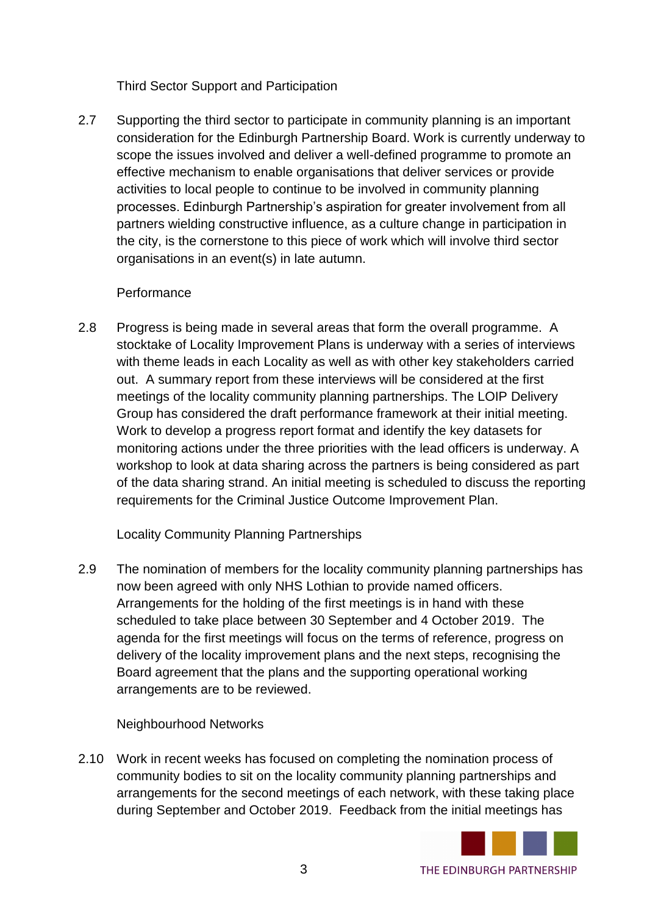### Third Sector Support and Participation

2.7 Supporting the third sector to participate in community planning is an important consideration for the Edinburgh Partnership Board. Work is currently underway to scope the issues involved and deliver a well-defined programme to promote an effective mechanism to enable organisations that deliver services or provide activities to local people to continue to be involved in community planning processes. Edinburgh Partnership's aspiration for greater involvement from all partners wielding constructive influence, as a culture change in participation in the city, is the cornerstone to this piece of work which will involve third sector organisations in an event(s) in late autumn.

### Performance

2.8 Progress is being made in several areas that form the overall programme. A stocktake of Locality Improvement Plans is underway with a series of interviews with theme leads in each Locality as well as with other key stakeholders carried out. A summary report from these interviews will be considered at the first meetings of the locality community planning partnerships. The LOIP Delivery Group has considered the draft performance framework at their initial meeting. Work to develop a progress report format and identify the key datasets for monitoring actions under the three priorities with the lead officers is underway. A workshop to look at data sharing across the partners is being considered as part of the data sharing strand. An initial meeting is scheduled to discuss the reporting requirements for the Criminal Justice Outcome Improvement Plan.

### Locality Community Planning Partnerships

2.9 The nomination of members for the locality community planning partnerships has now been agreed with only NHS Lothian to provide named officers. Arrangements for the holding of the first meetings is in hand with these scheduled to take place between 30 September and 4 October 2019. The agenda for the first meetings will focus on the terms of reference, progress on delivery of the locality improvement plans and the next steps, recognising the Board agreement that the plans and the supporting operational working arrangements are to be reviewed.

### Neighbourhood Networks

2.10 Work in recent weeks has focused on completing the nomination process of community bodies to sit on the locality community planning partnerships and arrangements for the second meetings of each network, with these taking place during September and October 2019. Feedback from the initial meetings has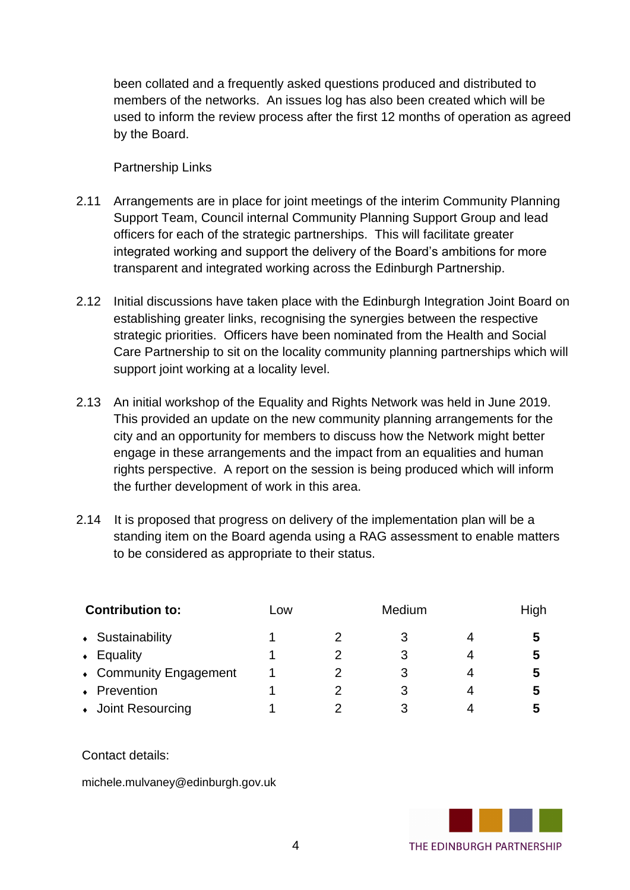been collated and a frequently asked questions produced and distributed to members of the networks. An issues log has also been created which will be used to inform the review process after the first 12 months of operation as agreed by the Board.

Partnership Links

2.11 Arrangements are in place for joint meetings of the interim Community Planning Support Team, Council internal Community Planning Support Group and lead officers for each of the strategic partnerships. This will facilitate greater integrated working and support the delivery of the Board's ambitions for more transparent and integrated working across the Edinburgh Partnership.

2.12 Initial discussions have taken place with the Edinburgh Integration Joint Board on establishing greater links, recognising the synergies between the respective strategic priorities. Officers have been nominated from the Health and Social Care Partnership to sit on the locality community planning partnerships which will support joint working at a locality level.

2.13 An initial workshop of the Equality and Rights Network was held in June 2019. This provided an update on the new community planning arrangements for the city and an opportunity for members to discuss how the Network might better engage in these arrangements and the impact from an equalities and human rights perspective. A report on the session is being produced which will inform the further development of work in this area.

2.14 It is proposed that progress on delivery of the implementation plan will be a standing item on the Board agenda using a RAG assessment to enable matters to be considered as appropriate to their status.

| **Contribution to:** | Low | | Medium | | High |
|---|---|---|---|---|---|
| • Sustainability | 1 | 2 | 3 | 4 | **5** |
| • Equality | 1 | 2 | 3 | 4 | **5** |
| • Community Engagement | 1 | 2 | 3 | 4 | **5** |
| • Prevention | 1 | 2 | 3 | 4 | **5** |
| • Joint Resourcing | 1 | 2 | 3 | 4 | **5** |

Contact details:

michele.mulvaney@edinburgh.gov.uk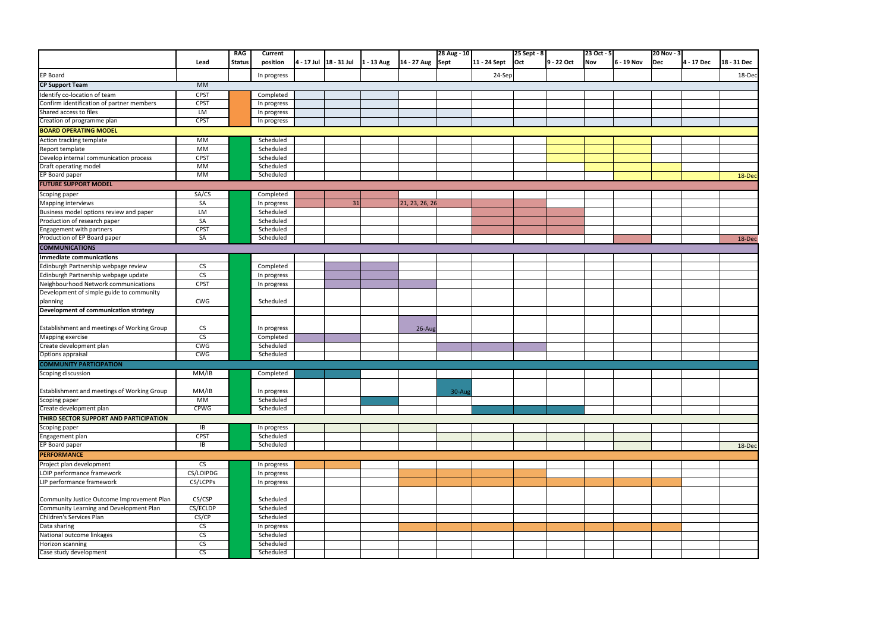| | Lead | RAG Status | Current position | 4 - 17 Jul | 18 - 31 Jul | 1 - 13 Aug | 14 - 27 Aug | 28 Aug - 10 Sept | 11 - 24 Sept | 25 Sept - 8 Oct | 9 - 22 Oct | 23 Oct - 5 Nov | 6 - 19 Nov | 20 Nov - 3 Dec | 4 - 17 Dec | 18 - 31 Dec |
|---|---|---|---|---|---|---|---|---|---|---|---|---|---|---|---|---|
| EP Board | | | In progress | | | | | | 24-Sep | | | | | | | 18-Dec |
| **CP Support Team** | MM | | | | | | | | | | | | | | | |
| Identify co-location of team | CPST | | Completed | | | | | | | | | | | | | |
| Confirm identification of partner members | CPST | | In progress | | | | | | | | | | | | | |
| Shared access to files | LM | | In progress | | | | | | | | | | | | | |
| Creation of programme plan | CPST | | In progress | | | | | | | | | | | | | |
| **BOARD OPERATING MODEL** | | | | | | | | | | | | | | | | |
| Action tracking template | MM | | Scheduled | | | | | | | | | | | | | |
| Report template | MM | | Scheduled | | | | | | | | | | | | | |
| Develop internal communication process | CPST | | Scheduled | | | | | | | | | | | | | |
| Draft operating model | MM | | Scheduled | | | | | | | | | | | | | |
| EP Board paper | MM | | Scheduled | | | | | | | | | | | | | 18-Dec |
| **FUTURE SUPPORT MODEL** | | | | | | | | | | | | | | | | |
| Scoping paper | SA/CS | | Completed | | | | | | | | | | | | | |
| Mapping interviews | SA | | In progress | | 31 | | 21, 23, 26, 26 | | | | | | | | | |
| Business model options review and paper | LM | | Scheduled | | | | | | | | | | | | | |
| Production of research paper | SA | | Scheduled | | | | | | | | | | | | | |
| Engagement with partners | CPST | | Scheduled | | | | | | | | | | | | | |
| Production of EP Board paper | SA | | Scheduled | | | | | | | | | | | | | 18-Dec |
| **COMMUNICATIONS** | | | | | | | | | | | | | | | | |
| **Immediate communications** | | | | | | | | | | | | | | | | |
| Edinburgh Partnership webpage review | CS | | Completed | | | | | | | | | | | | | |
| Edinburgh Partnership webpage update | CS | | In progress | | | | | | | | | | | | | |
| Neighbourhood Network communications | CPST | | In progress | | | | | | | | | | | | | |
| Development of simple guide to community planning | CWG | | Scheduled | | | | | | | | | | | | | |
| **Development of communication strategy** | | | | | | | | | | | | | | | | |
| Establishment and meetings of Working Group | CS | | In progress | | | | 26-Aug | | | | | | | | | |
| Mapping exercise | CS | | Completed | | | | | | | | | | | | | |
| Create development plan | CWG | | Scheduled | | | | | | | | | | | | | |
| Options appraisal | CWG | | Scheduled | | | | | | | | | | | | | |
| **COMMUNITY PARTICIPATION** | | | | | | | | | | | | | | | | |
| Scoping discussion | MM/IB | | Completed | | | | | | | | | | | | | |
| Establishment and meetings of Working Group | MM/IB | | In progress | | | | | 30-Aug | | | | | | | | |
| Scoping paper | MM | | Scheduled | | | | | | | | | | | | | |
| Create development plan | CPWG | | Scheduled | | | | | | | | | | | | | |
| **THIRD SECTOR SUPPORT AND PARTICIPATION** | | | | | | | | | | | | | | | | |
| Scoping paper | IB | | In progress | | | | | | | | | | | | | |
| Engagement plan | CPST | | Scheduled | | | | | | | | | | | | | |
| EP Board paper | IB | | Scheduled | | | | | | | | | | | | | 18-Dec |
| **PERFORMANCE** | | | | | | | | | | | | | | | | |
| Project plan development | CS | | In progress | | | | | | | | | | | | | |
| LOIP performance framework | CS/LOIPDG | | In progress | | | | | | | | | | | | | |
| LIP performance framework | CS/LCPPs | | In progress | | | | | | | | | | | | | |
| Community Justice Outcome Improvement Plan | CS/CSP | | Scheduled | | | | | | | | | | | | | |
| Community Learning and Development Plan | CS/ECLDP | | Scheduled | | | | | | | | | | | | | |
| Children's Services Plan | CS/CP | | Scheduled | | | | | | | | | | | | | |
| Data sharing | CS | | In progress | | | | | | | | | | | | | |
| National outcome linkages | CS | | Scheduled | | | | | | | | | | | | | |
| Horizon scanning | CS | | Scheduled | | | | | | | | | | | | | |
| Case study development | CS | | Scheduled | | | | | | | | | | | | | |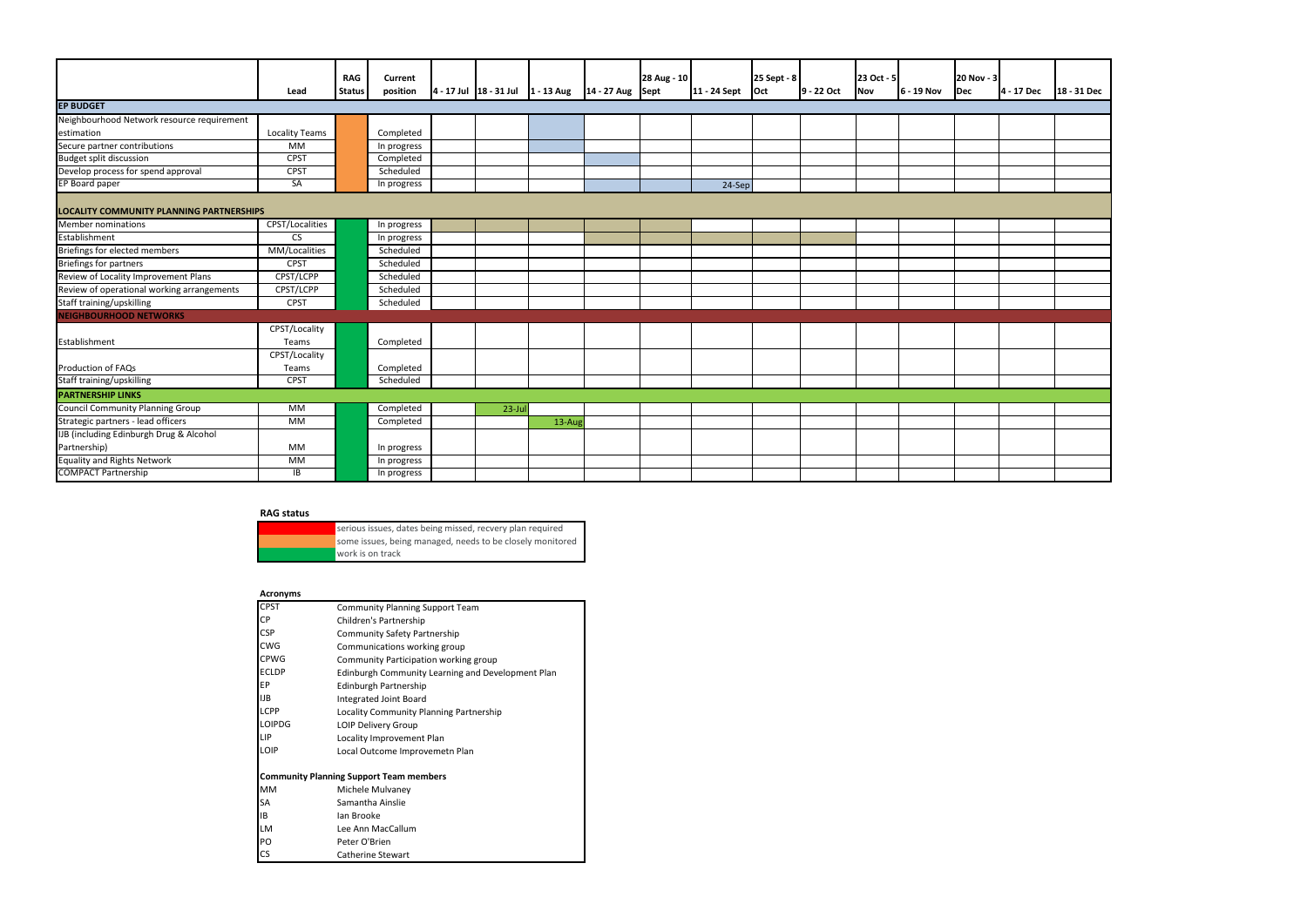| | Lead | RAG Status | Current position | 4 - 17 Jul | 18 - 31 Jul | 1 - 13 Aug | 14 - 27 Aug | 28 Aug - 10 Sept | 11 - 24 Sept | 25 Sept - 8 Oct | 9 - 22 Oct | 23 Oct - 5 Nov | 6 - 19 Nov | 20 Nov - 3 Dec | 4 - 17 Dec | 18 - 31 Dec |
|---|---|---|---|---|---|---|---|---|---|---|---|---|---|---|---|---|
| **EP BUDGET** | | | | | | | | | | | | | | | | |
| Neighbourhood Network resource requirement estimation | Locality Teams | | Completed | | | | | | | | | | | | | |
| Secure partner contributions | MM | | In progress | | | | | | | | | | | | | |
| Budget split discussion | CPST | | Completed | | | | | | | | | | | | | |
| Develop process for spend approval | CPST | | Scheduled | | | | | | | | | | | | | |
| EP Board paper | SA | | In progress | | | | | | 24-Sep | | | | | | | |
| **LOCALITY COMMUNITY PLANNING PARTNERSHIPS** | | | | | | | | | | | | | | | | |
| Member nominations | CPST/Localities | | In progress | | | | | | | | | | | | | |
| Establishment | CS | | In progress | | | | | | | | | | | | | |
| Briefings for elected members | MM/Localities | | Scheduled | | | | | | | | | | | | | |
| Briefings for partners | CPST | | Scheduled | | | | | | | | | | | | | |
| Review of Locality Improvement Plans | CPST/LCPP | | Scheduled | | | | | | | | | | | | | |
| Review of operational working arrangements | CPST/LCPP | | Scheduled | | | | | | | | | | | | | |
| Staff training/upskilling | CPST | | Scheduled | | | | | | | | | | | | | |
| **NEIGHBOURHOOD NETWORKS** | | | | | | | | | | | | | | | | |
| Establishment | CPST/Locality Teams | | Completed | | | | | | | | | | | | | |
| Production of FAQs | CPST/Locality Teams | | Completed | | | | | | | | | | | | | |
| Staff training/upskilling | CPST | | Scheduled | | | | | | | | | | | | | |
| **PARTNERSHIP LINKS** | | | | | | | | | | | | | | | | |
| Council Community Planning Group | MM | | Completed | | 23-Jul | | | | | | | | | | | |
| Strategic partners - lead officers | MM | | Completed | | | 13-Aug | | | | | | | | | | |
| IJB (including Edinburgh Drug & Alcohol Partnership) | MM | | In progress | | | | | | | | | | | | | |
| Equality and Rights Network | MM | | In progress | | | | | | | | | | | | | |
| COMPACT Partnership | IB | | In progress | | | | | | | | | | | | | |

**RAG status**

| | |
|---|---|
| (Red) | serious issues, dates being missed, recvery plan required |
| (Amber) | some issues, being managed, needs to be closely monitored |
| (Green) | work is on track |

**Acronyms**

| | |
|---|---|
| CPST | Community Planning Support Team |
| CP | Children's Partnership |
| CSP | Community Safety Partnership |
| CWG | Communications working group |
| CPWG | Community Participation working group |
| ECLDP | Edinburgh Community Learning and Development Plan |
| EP | Edinburgh Partnership |
| IJB | Integrated Joint Board |
| LCPP | Locality Community Planning Partnership |
| LOIPDG | LOIP Delivery Group |
| LIP | Locality Improvement Plan |
| LOIP | Local Outcome Improvemetn Plan |
| **Community Planning Support Team members** | |
| MM | Michele Mulvaney |
| SA | Samantha Ainslie |
| IB | Ian Brooke |
| LM | Lee Ann MacCallum |
| PO | Peter O'Brien |
| CS | Catherine Stewart |